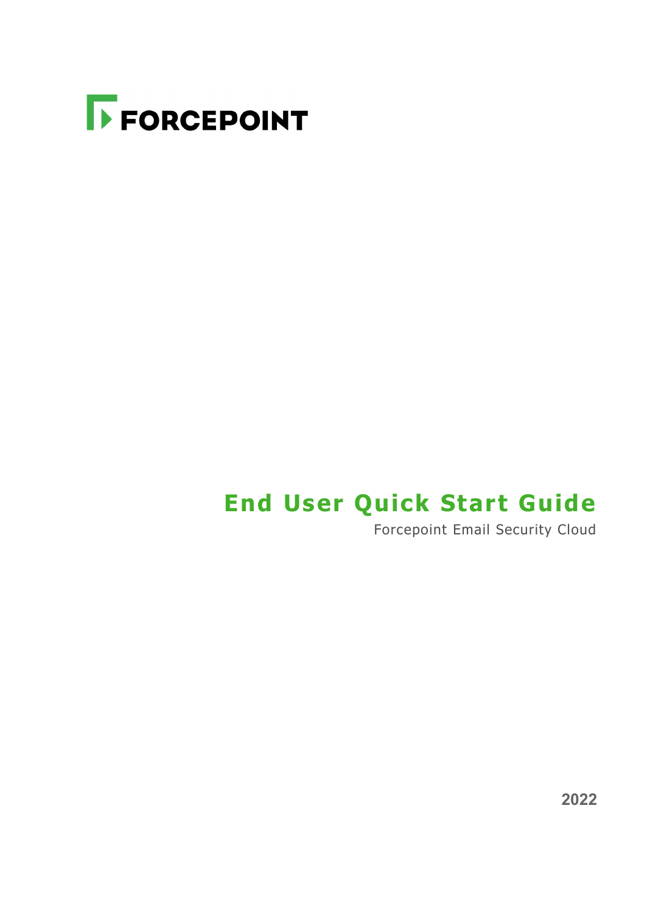FORCEPOINT

# End User Quick Start Guide

Forcepoint Email Security Cloud

2022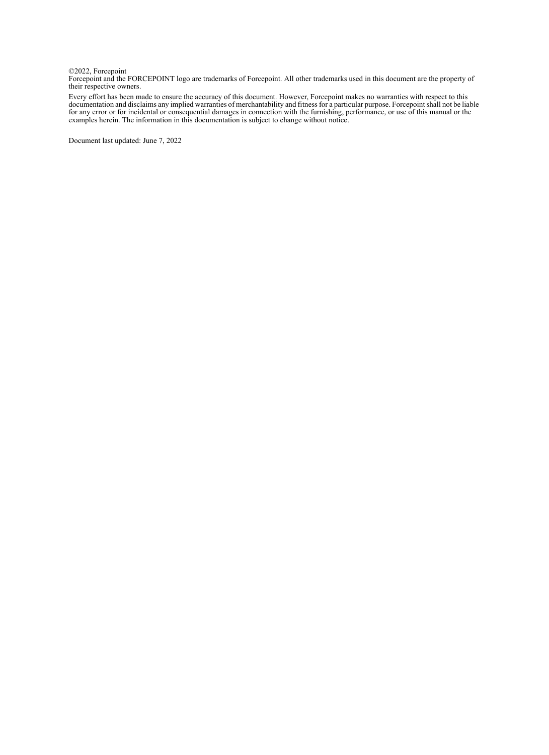©2022, Forcepoint
Forcepoint and the FORCEPOINT logo are trademarks of Forcepoint. All other trademarks used in this document are the property of their respective owners.

Every effort has been made to ensure the accuracy of this document. However, Forcepoint makes no warranties with respect to this documentation and disclaims any implied warranties of merchantability and fitness for a particular purpose. Forcepoint shall not be liable for any error or for incidental or consequential damages in connection with the furnishing, performance, or use of this manual or the examples herein. The information in this documentation is subject to change without notice.

Document last updated: June 7, 2022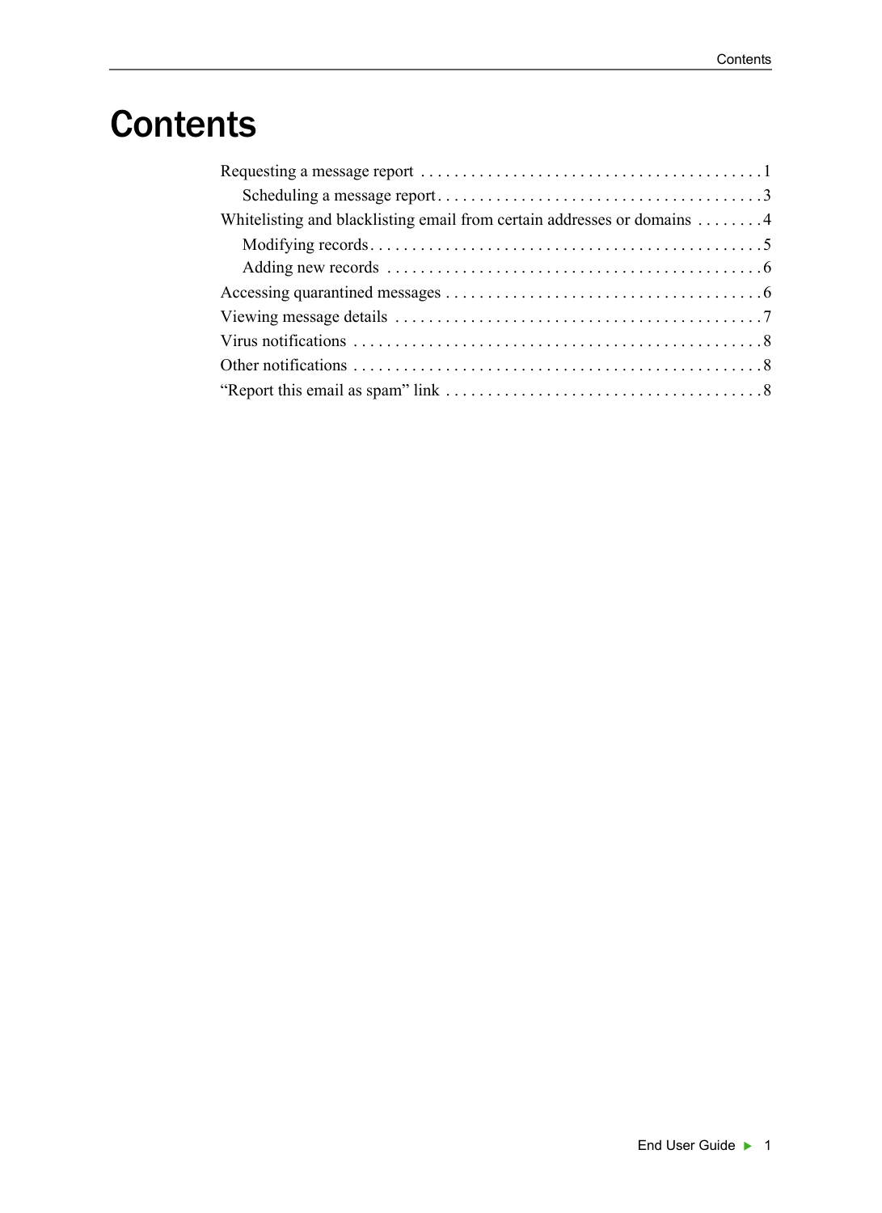# Contents

- Requesting a message report . . . . . . . . . . . . . . . . . . . . . . . . . . . . . . . . . . . . . . . . . 1
  - Scheduling a message report . . . . . . . . . . . . . . . . . . . . . . . . . . . . . . . . . . . . . . 3
- Whitelisting and blacklisting email from certain addresses or domains . . . . . . . . 4
  - Modifying records . . . . . . . . . . . . . . . . . . . . . . . . . . . . . . . . . . . . . . . . . . . . . . 5
  - Adding new records . . . . . . . . . . . . . . . . . . . . . . . . . . . . . . . . . . . . . . . . . . . . 6
- Accessing quarantined messages . . . . . . . . . . . . . . . . . . . . . . . . . . . . . . . . . . . . . 6
- Viewing message details . . . . . . . . . . . . . . . . . . . . . . . . . . . . . . . . . . . . . . . . . . . 7
- Virus notifications . . . . . . . . . . . . . . . . . . . . . . . . . . . . . . . . . . . . . . . . . . . . . . . . 8
- Other notifications . . . . . . . . . . . . . . . . . . . . . . . . . . . . . . . . . . . . . . . . . . . . . . . . 8
- “Report this email as spam” link . . . . . . . . . . . . . . . . . . . . . . . . . . . . . . . . . . . . . 8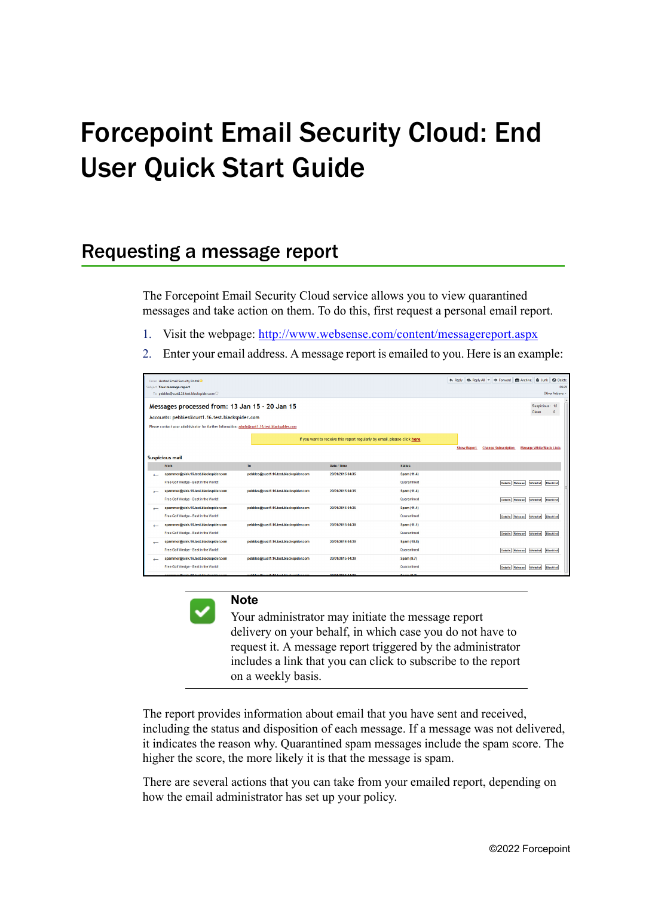# Forcepoint Email Security Cloud: End User Quick Start Guide

## Requesting a message report

The Forcepoint Email Security Cloud service allows you to view quarantined messages and take action on them. To do this, first request a personal email report.

1. Visit the webpage: http://www.websense.com/content/messagereport.aspx
2. Enter your email address. A message report is emailed to you. Here is an example:

> **Note**
>
> Your administrator may initiate the message report delivery on your behalf, in which case you do not have to request it. A message report triggered by the administrator includes a link that you can click to subscribe to the report on a weekly basis.

The report provides information about email that you have sent and received, including the status and disposition of each message. If a message was not delivered, it indicates the reason why. Quarantined spam messages include the spam score. The higher the score, the more likely it is that the message is spam.

There are several actions that you can take from your emailed report, depending on how the email administrator has set up your policy.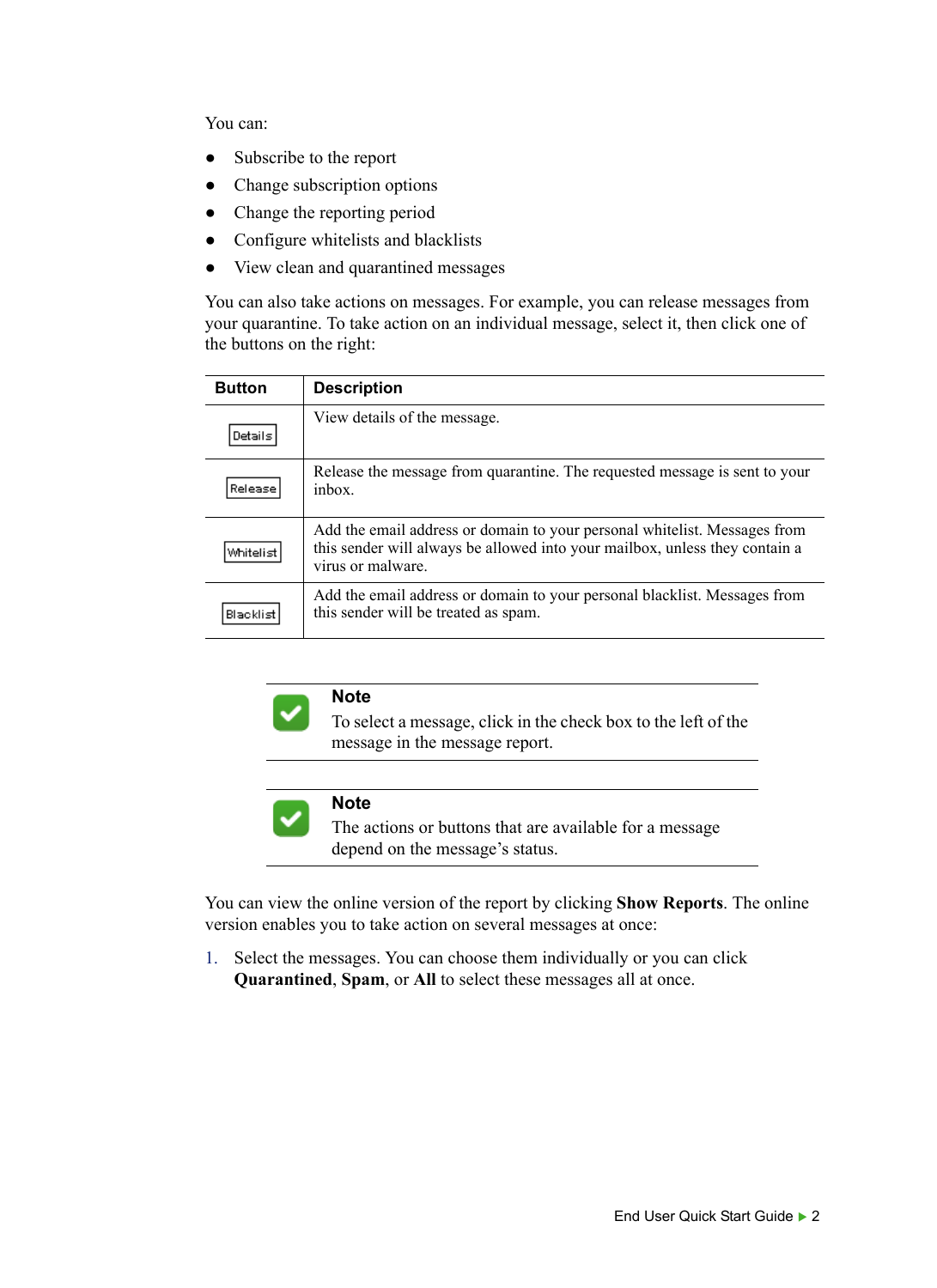You can:

- Subscribe to the report
- Change subscription options
- Change the reporting period
- Configure whitelists and blacklists
- View clean and quarantined messages

You can also take actions on messages. For example, you can release messages from your quarantine. To take action on an individual message, select it, then click one of the buttons on the right:

| Button | Description |
|---|---|
| Details | View details of the message. |
| Release | Release the message from quarantine. The requested message is sent to your inbox. |
| Whitelist | Add the email address or domain to your personal whitelist. Messages from this sender will always be allowed into your mailbox, unless they contain a virus or malware. |
| Blacklist | Add the email address or domain to your personal blacklist. Messages from this sender will be treated as spam. |

> **Note**
> To select a message, click in the check box to the left of the message in the message report.

> **Note**
> The actions or buttons that are available for a message depend on the message's status.

You can view the online version of the report by clicking **Show Reports**. The online version enables you to take action on several messages at once:

1. Select the messages. You can choose them individually or you can click **Quarantined**, **Spam**, or **All** to select these messages all at once.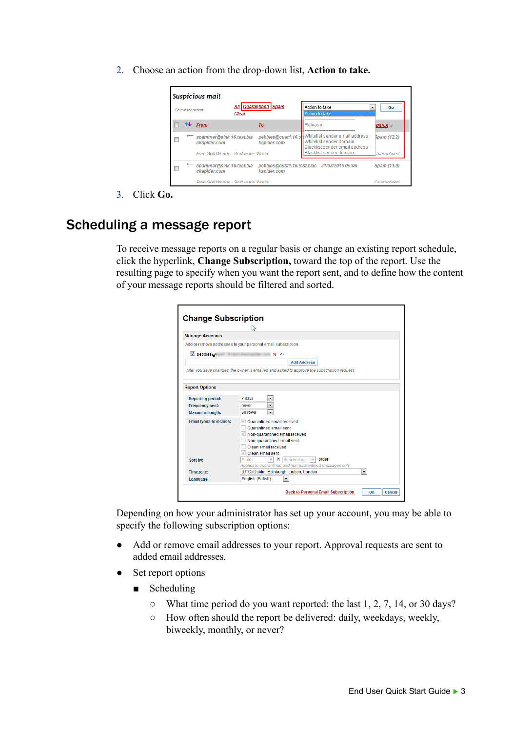2. Choose an action from the drop-down list, **Action to take.**

3. Click **Go.**

## Scheduling a message report

To receive message reports on a regular basis or change an existing report schedule, click the hyperlink, **Change Subscription,** toward the top of the report. Use the resulting page to specify when you want the report sent, and to define how the content of your message reports should be filtered and sorted.

Depending on how your administrator has set up your account, you may be able to specify the following subscription options:

- Add or remove email addresses to your report. Approval requests are sent to added email addresses.
- Set report options
  - Scheduling
    - What time period do you want reported: the last 1, 2, 7, 14, or 30 days?
    - How often should the report be delivered: daily, weekdays, weekly, biweekly, monthly, or never?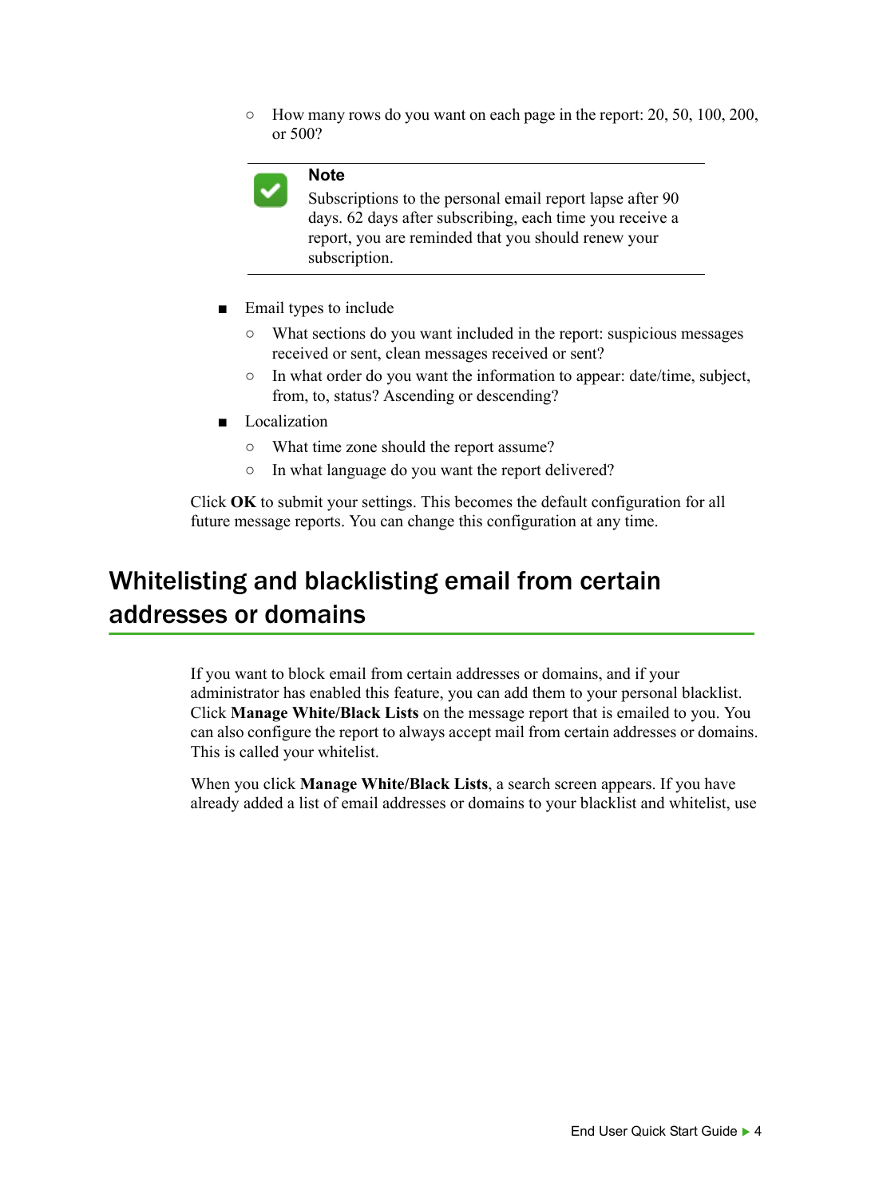- How many rows do you want on each page in the report: 20, 50, 100, 200, or 500?

> **Note**
>
> Subscriptions to the personal email report lapse after 90 days. 62 days after subscribing, each time you receive a report, you are reminded that you should renew your subscription.

- Email types to include
  - What sections do you want included in the report: suspicious messages received or sent, clean messages received or sent?
  - In what order do you want the information to appear: date/time, subject, from, to, status? Ascending or descending?
- Localization
  - What time zone should the report assume?
  - In what language do you want the report delivered?

Click **OK** to submit your settings. This becomes the default configuration for all future message reports. You can change this configuration at any time.

## Whitelisting and blacklisting email from certain addresses or domains

If you want to block email from certain addresses or domains, and if your administrator has enabled this feature, you can add them to your personal blacklist. Click **Manage White/Black Lists** on the message report that is emailed to you. You can also configure the report to always accept mail from certain addresses or domains. This is called your whitelist.

When you click **Manage White/Black Lists**, a search screen appears. If you have already added a list of email addresses or domains to your blacklist and whitelist, use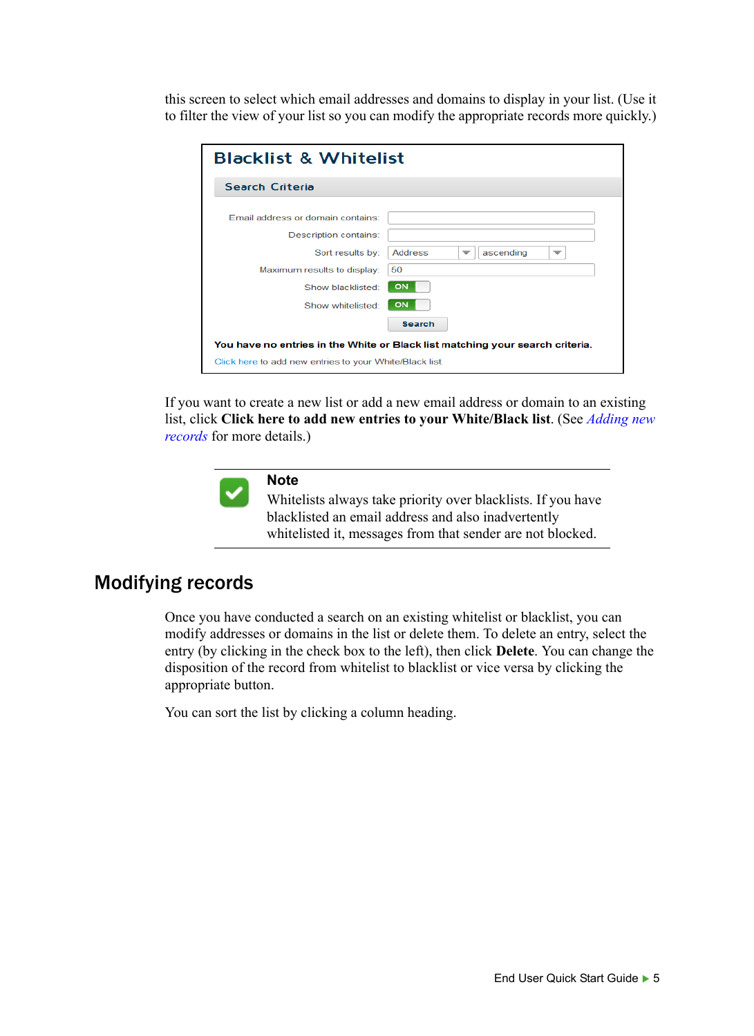this screen to select which email addresses and domains to display in your list. (Use it to filter the view of your list so you can modify the appropriate records more quickly.)

**Blacklist & Whitelist**

**Search Criteria**

Email address or domain contains:

Description contains:

Sort results by: Address ascending

Maximum results to display: 50

Show blacklisted: ON

Show whitelisted: ON

Search

**You have no entries in the White or Black list matching your search criteria.**

Click here to add new entries to your White/Black list

If you want to create a new list or add a new email address or domain to an existing list, click **Click here to add new entries to your White/Black list**. (See *Adding new records* for more details.)

> **Note**
> Whitelists always take priority over blacklists. If you have blacklisted an email address and also inadvertently whitelisted it, messages from that sender are not blocked.

## Modifying records

Once you have conducted a search on an existing whitelist or blacklist, you can modify addresses or domains in the list or delete them. To delete an entry, select the entry (by clicking in the check box to the left), then click **Delete**. You can change the disposition of the record from whitelist to blacklist or vice versa by clicking the appropriate button.

You can sort the list by clicking a column heading.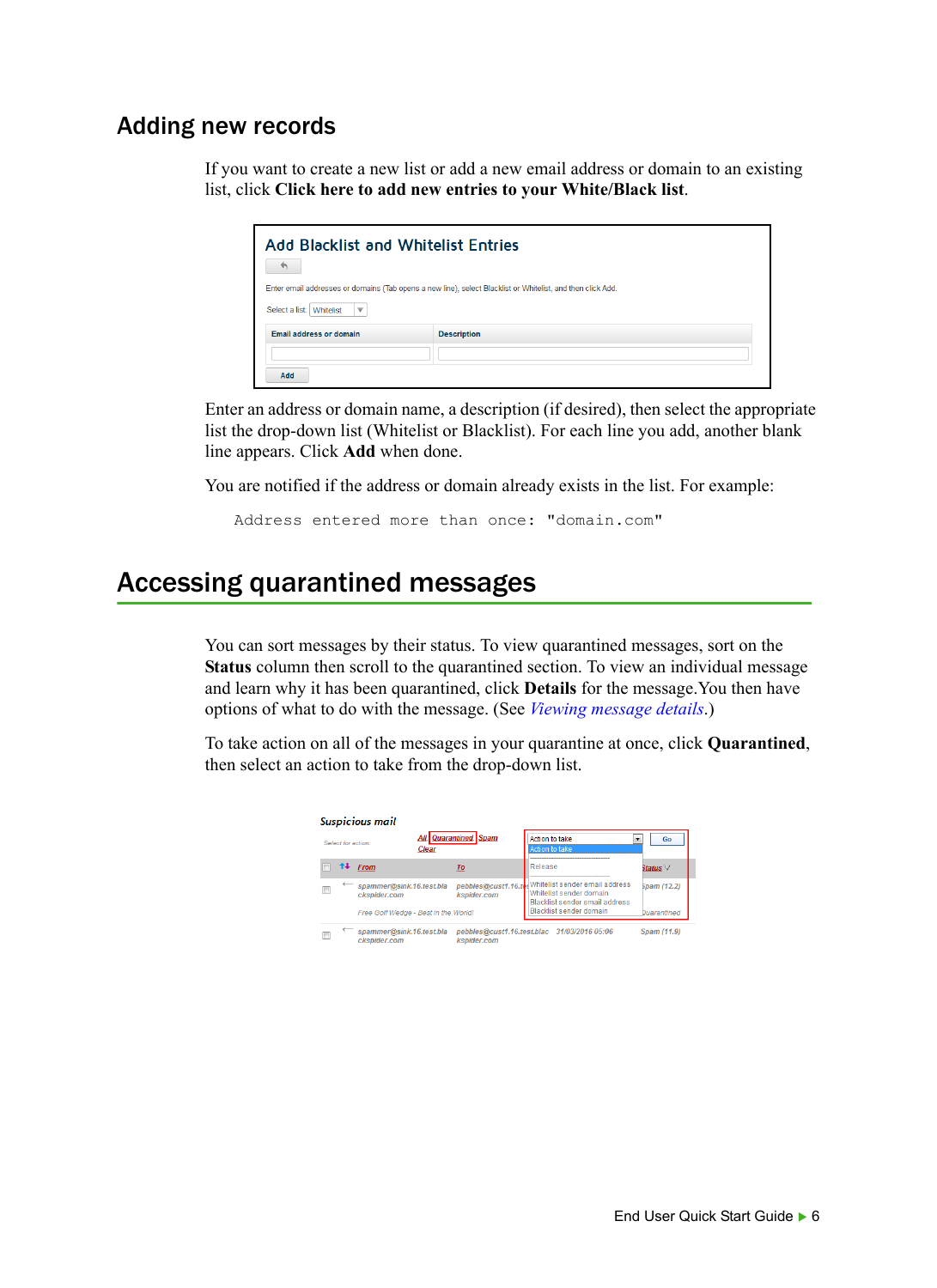## Adding new records

If you want to create a new list or add a new email address or domain to an existing list, click **Click here to add new entries to your White/Black list**.

Enter an address or domain name, a description (if desired), then select the appropriate list the drop-down list (Whitelist or Blacklist). For each line you add, another blank line appears. Click **Add** when done.

You are notified if the address or domain already exists in the list. For example:

```
Address entered more than once: "domain.com"
```

# Accessing quarantined messages

You can sort messages by their status. To view quarantined messages, sort on the **Status** column then scroll to the quarantined section. To view an individual message and learn why it has been quarantined, click **Details** for the message.You then have options of what to do with the message. (See *Viewing message details*.)

To take action on all of the messages in your quarantine at once, click **Quarantined**, then select an action to take from the drop-down list.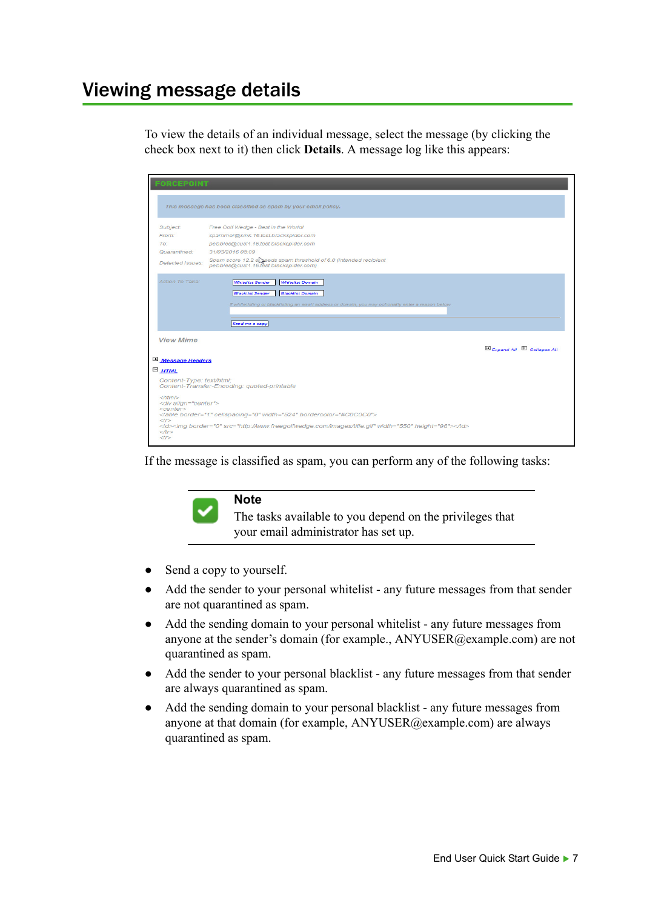## Viewing message details

To view the details of an individual message, select the message (by clicking the check box next to it) then click **Details**. A message log like this appears:

If the message is classified as spam, you can perform any of the following tasks:

> **Note**
> The tasks available to you depend on the privileges that your email administrator has set up.

- Send a copy to yourself.
- Add the sender to your personal whitelist - any future messages from that sender are not quarantined as spam.
- Add the sending domain to your personal whitelist - any future messages from anyone at the sender's domain (for example., ANYUSER@example.com) are not quarantined as spam.
- Add the sender to your personal blacklist - any future messages from that sender are always quarantined as spam.
- Add the sending domain to your personal blacklist - any future messages from anyone at that domain (for example, ANYUSER@example.com) are always quarantined as spam.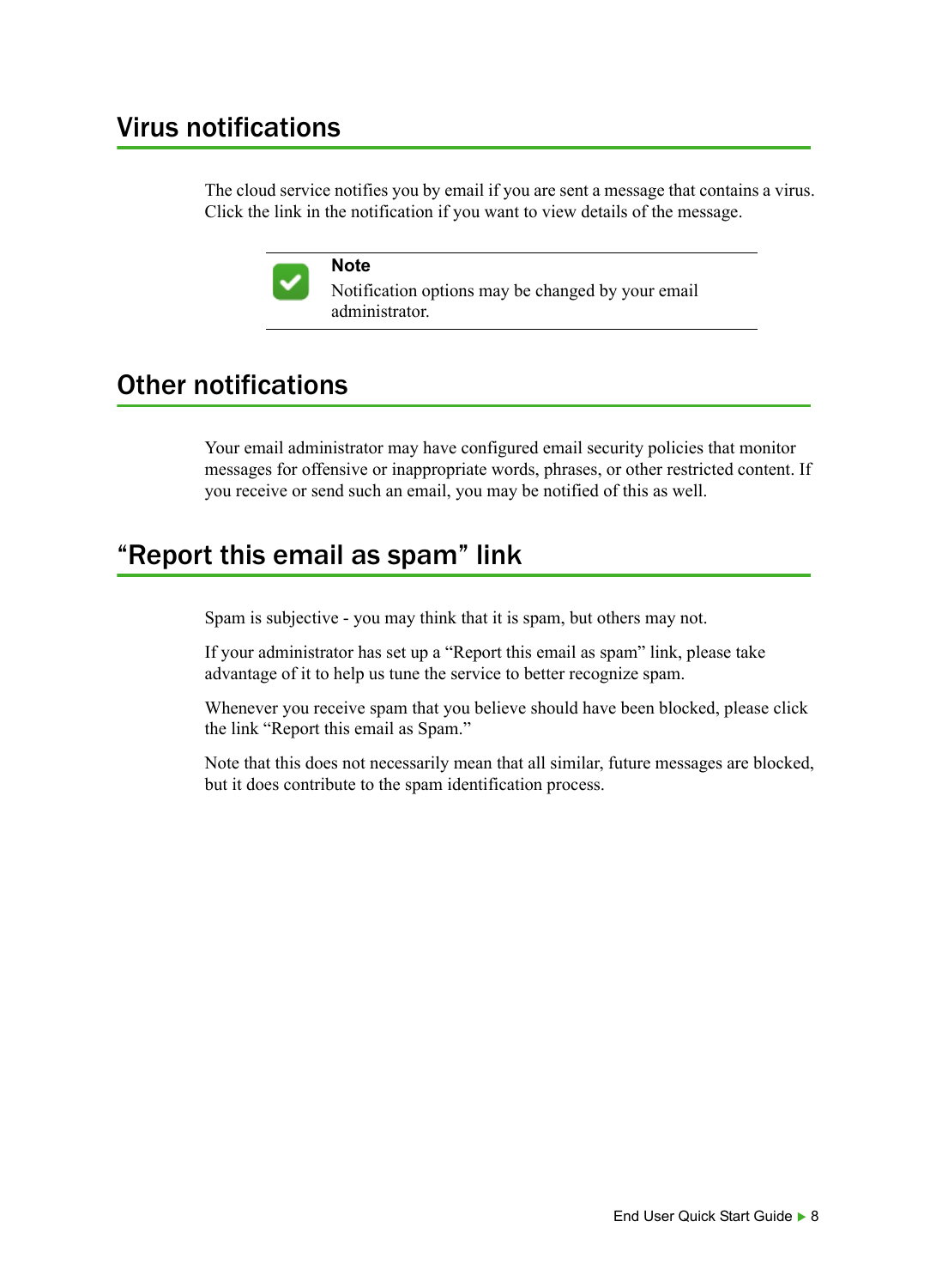## Virus notifications

The cloud service notifies you by email if you are sent a message that contains a virus. Click the link in the notification if you want to view details of the message.

> **Note**
> Notification options may be changed by your email administrator.

## Other notifications

Your email administrator may have configured email security policies that monitor messages for offensive or inappropriate words, phrases, or other restricted content. If you receive or send such an email, you may be notified of this as well.

## “Report this email as spam” link

Spam is subjective - you may think that it is spam, but others may not.

If your administrator has set up a “Report this email as spam” link, please take advantage of it to help us tune the service to better recognize spam.

Whenever you receive spam that you believe should have been blocked, please click the link “Report this email as Spam.”

Note that this does not necessarily mean that all similar, future messages are blocked, but it does contribute to the spam identification process.